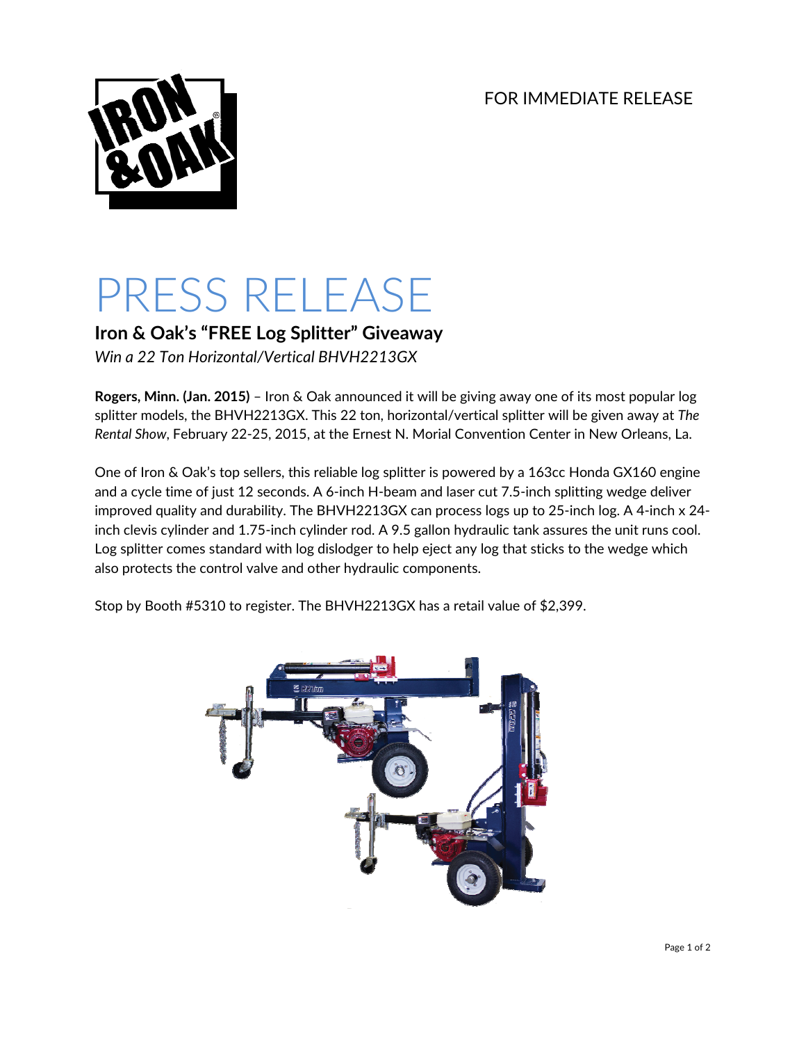FOR IMMEDIATE RELEASE

# PRESS RELEASE

## Iron & Oak's "FREE Log Splitter" Giveaway

*Win a 22 Ton Horizontal/Vertical BHVH2213GX*

**Rogers, Minn. (Jan. 2015)** – Iron & Oak announced it will be giving away one of its most popular log splitter models, the BHVH2213GX. This 22 ton, horizontal/vertical splitter will be given away at *The Rental Show*, February 22-25, 2015, at the Ernest N. Morial Convention Center in New Orleans, La.

One of Iron & Oak's top sellers, this reliable log splitter is powered by a 163cc Honda GX160 engine and a cycle time of just 12 seconds. A 6-inch H-beam and laser cut 7.5-inch splitting wedge deliver improved quality and durability. The BHVH2213GX can process logs up to 25-inch log. A 4-inch x 24-inch clevis cylinder and 1.75-inch cylinder rod. A 9.5 gallon hydraulic tank assures the unit runs cool. Log splitter comes standard with log dislodger to help eject any log that sticks to the wedge which also protects the control valve and other hydraulic components.

Stop by Booth #5310 to register. The BHVH2213GX has a retail value of $2,399.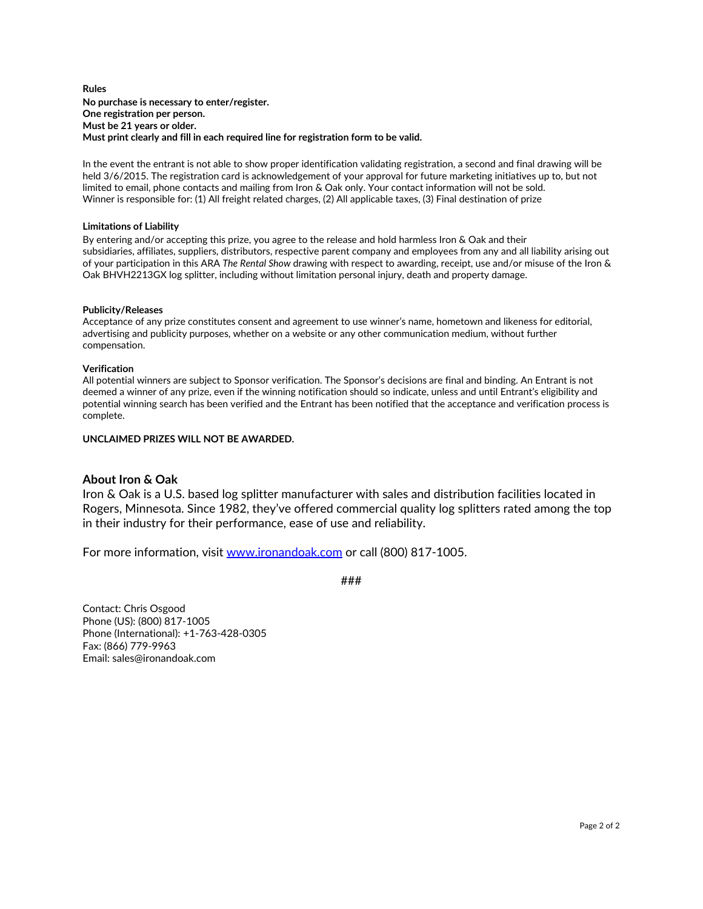**Rules**

**No purchase is necessary to enter/register.**
**One registration per person.**
**Must be 21 years or older.**
**Must print clearly and fill in each required line for registration form to be valid.**

In the event the entrant is not able to show proper identification validating registration, a second and final drawing will be held 3/6/2015. The registration card is acknowledgement of your approval for future marketing initiatives up to, but not limited to email, phone contacts and mailing from Iron & Oak only. Your contact information will not be sold.
Winner is responsible for: (1) All freight related charges, (2) All applicable taxes, (3) Final destination of prize

**Limitations of Liability**

By entering and/or accepting this prize, you agree to the release and hold harmless Iron & Oak and their subsidiaries, affiliates, suppliers, distributors, respective parent company and employees from any and all liability arising out of your participation in this ARA *The Rental Show* drawing with respect to awarding, receipt, use and/or misuse of the Iron & Oak BHVH2213GX log splitter, including without limitation personal injury, death and property damage.

**Publicity/Releases**

Acceptance of any prize constitutes consent and agreement to use winner's name, hometown and likeness for editorial, advertising and publicity purposes, whether on a website or any other communication medium, without further compensation.

**Verification**

All potential winners are subject to Sponsor verification. The Sponsor's decisions are final and binding. An Entrant is not deemed a winner of any prize, even if the winning notification should so indicate, unless and until Entrant's eligibility and potential winning search has been verified and the Entrant has been notified that the acceptance and verification process is complete.

**UNCLAIMED PRIZES WILL NOT BE AWARDED.**

## About Iron & Oak

Iron & Oak is a U.S. based log splitter manufacturer with sales and distribution facilities located in Rogers, Minnesota. Since 1982, they've offered commercial quality log splitters rated among the top in their industry for their performance, ease of use and reliability.

For more information, visit [www.ironandoak.com](http://www.ironandoak.com) or call (800) 817-1005.

###

Contact: Chris Osgood
Phone (US): (800) 817-1005
Phone (International): +1-763-428-0305
Fax: (866) 779-9963
Email: sales@ironandoak.com